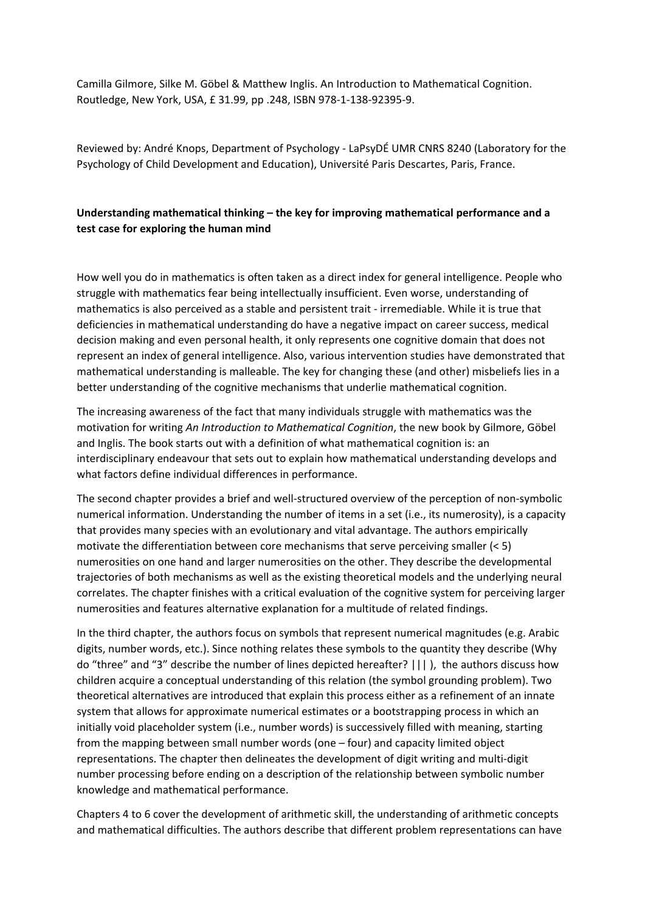Camilla Gilmore, Silke M. Göbel & Matthew Inglis. An Introduction to Mathematical Cognition. Routledge, New York, USA, £ 31.99, pp .248, ISBN 978-1-138-92395-9.

Reviewed by: André Knops, Department of Psychology - LaPsyDÉ UMR CNRS 8240 (Laboratory for the Psychology of Child Development and Education), Université Paris Descartes, Paris, France.

**Understanding mathematical thinking – the key for improving mathematical performance and a test case for exploring the human mind**

How well you do in mathematics is often taken as a direct index for general intelligence. People who struggle with mathematics fear being intellectually insufficient. Even worse, understanding of mathematics is also perceived as a stable and persistent trait - irremediable. While it is true that deficiencies in mathematical understanding do have a negative impact on career success, medical decision making and even personal health, it only represents one cognitive domain that does not represent an index of general intelligence. Also, various intervention studies have demonstrated that mathematical understanding is malleable. The key for changing these (and other) misbeliefs lies in a better understanding of the cognitive mechanisms that underlie mathematical cognition.

The increasing awareness of the fact that many individuals struggle with mathematics was the motivation for writing *An Introduction to Mathematical Cognition*, the new book by Gilmore, Göbel and Inglis. The book starts out with a definition of what mathematical cognition is: an interdisciplinary endeavour that sets out to explain how mathematical understanding develops and what factors define individual differences in performance.

The second chapter provides a brief and well-structured overview of the perception of non-symbolic numerical information. Understanding the number of items in a set (i.e., its numerosity), is a capacity that provides many species with an evolutionary and vital advantage. The authors empirically motivate the differentiation between core mechanisms that serve perceiving smaller (< 5) numerosities on one hand and larger numerosities on the other. They describe the developmental trajectories of both mechanisms as well as the existing theoretical models and the underlying neural correlates. The chapter finishes with a critical evaluation of the cognitive system for perceiving larger numerosities and features alternative explanation for a multitude of related findings.

In the third chapter, the authors focus on symbols that represent numerical magnitudes (e.g. Arabic digits, number words, etc.). Since nothing relates these symbols to the quantity they describe (Why do "three" and "3" describe the number of lines depicted hereafter? ||| ), the authors discuss how children acquire a conceptual understanding of this relation (the symbol grounding problem). Two theoretical alternatives are introduced that explain this process either as a refinement of an innate system that allows for approximate numerical estimates or a bootstrapping process in which an initially void placeholder system (i.e., number words) is successively filled with meaning, starting from the mapping between small number words (one – four) and capacity limited object representations. The chapter then delineates the development of digit writing and multi-digit number processing before ending on a description of the relationship between symbolic number knowledge and mathematical performance.

Chapters 4 to 6 cover the development of arithmetic skill, the understanding of arithmetic concepts and mathematical difficulties. The authors describe that different problem representations can have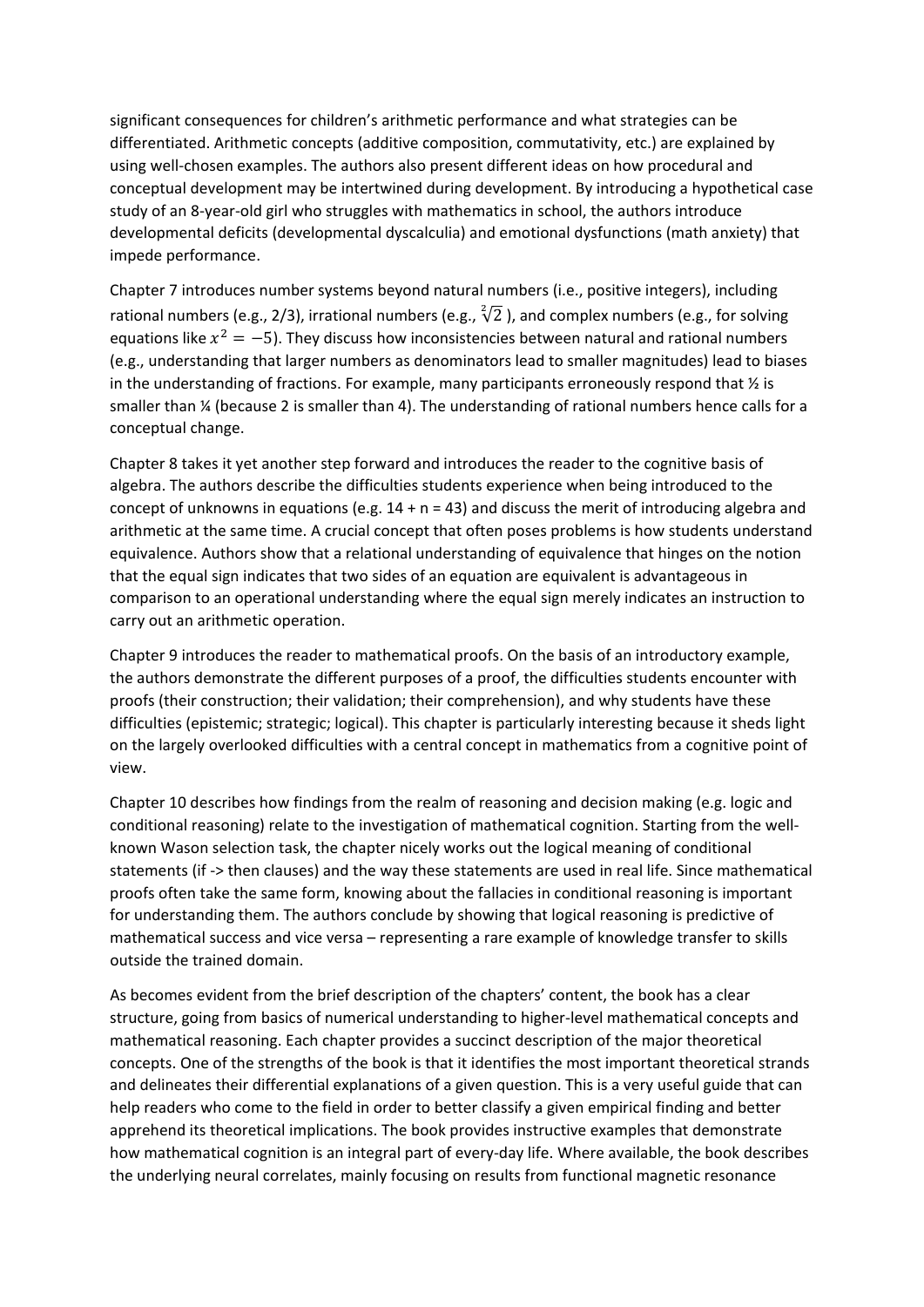significant consequences for children's arithmetic performance and what strategies can be differentiated. Arithmetic concepts (additive composition, commutativity, etc.) are explained by using well-chosen examples. The authors also present different ideas on how procedural and conceptual development may be intertwined during development. By introducing a hypothetical case study of an 8-year-old girl who struggles with mathematics in school, the authors introduce developmental deficits (developmental dyscalculia) and emotional dysfunctions (math anxiety) that impede performance.

Chapter 7 introduces number systems beyond natural numbers (i.e., positive integers), including rational numbers (e.g., 2/3), irrational numbers (e.g., $\sqrt[2]{2}$ ), and complex numbers (e.g., for solving equations like $x^2 = -5$). They discuss how inconsistencies between natural and rational numbers (e.g., understanding that larger numbers as denominators lead to smaller magnitudes) lead to biases in the understanding of fractions. For example, many participants erroneously respond that ½ is smaller than ¼ (because 2 is smaller than 4). The understanding of rational numbers hence calls for a conceptual change.

Chapter 8 takes it yet another step forward and introduces the reader to the cognitive basis of algebra. The authors describe the difficulties students experience when being introduced to the concept of unknowns in equations (e.g. 14 + n = 43) and discuss the merit of introducing algebra and arithmetic at the same time. A crucial concept that often poses problems is how students understand equivalence. Authors show that a relational understanding of equivalence that hinges on the notion that the equal sign indicates that two sides of an equation are equivalent is advantageous in comparison to an operational understanding where the equal sign merely indicates an instruction to carry out an arithmetic operation.

Chapter 9 introduces the reader to mathematical proofs. On the basis of an introductory example, the authors demonstrate the different purposes of a proof, the difficulties students encounter with proofs (their construction; their validation; their comprehension), and why students have these difficulties (epistemic; strategic; logical). This chapter is particularly interesting because it sheds light on the largely overlooked difficulties with a central concept in mathematics from a cognitive point of view.

Chapter 10 describes how findings from the realm of reasoning and decision making (e.g. logic and conditional reasoning) relate to the investigation of mathematical cognition. Starting from the well-known Wason selection task, the chapter nicely works out the logical meaning of conditional statements (if -> then clauses) and the way these statements are used in real life. Since mathematical proofs often take the same form, knowing about the fallacies in conditional reasoning is important for understanding them. The authors conclude by showing that logical reasoning is predictive of mathematical success and vice versa – representing a rare example of knowledge transfer to skills outside the trained domain.

As becomes evident from the brief description of the chapters' content, the book has a clear structure, going from basics of numerical understanding to higher-level mathematical concepts and mathematical reasoning. Each chapter provides a succinct description of the major theoretical concepts. One of the strengths of the book is that it identifies the most important theoretical strands and delineates their differential explanations of a given question. This is a very useful guide that can help readers who come to the field in order to better classify a given empirical finding and better apprehend its theoretical implications. The book provides instructive examples that demonstrate how mathematical cognition is an integral part of every-day life. Where available, the book describes the underlying neural correlates, mainly focusing on results from functional magnetic resonance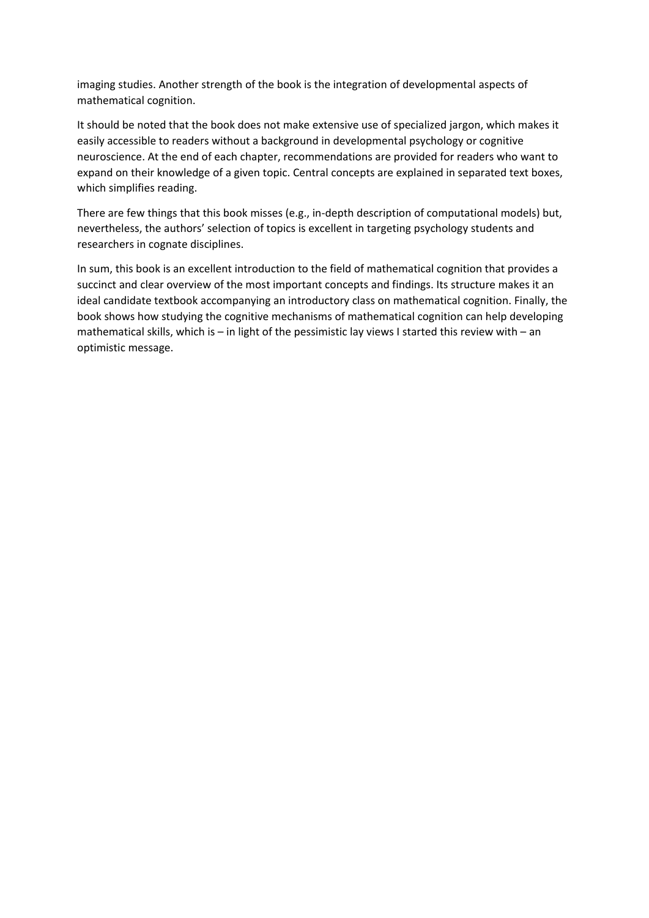imaging studies. Another strength of the book is the integration of developmental aspects of mathematical cognition.

It should be noted that the book does not make extensive use of specialized jargon, which makes it easily accessible to readers without a background in developmental psychology or cognitive neuroscience. At the end of each chapter, recommendations are provided for readers who want to expand on their knowledge of a given topic. Central concepts are explained in separated text boxes, which simplifies reading.

There are few things that this book misses (e.g., in-depth description of computational models) but, nevertheless, the authors' selection of topics is excellent in targeting psychology students and researchers in cognate disciplines.

In sum, this book is an excellent introduction to the field of mathematical cognition that provides a succinct and clear overview of the most important concepts and findings. Its structure makes it an ideal candidate textbook accompanying an introductory class on mathematical cognition. Finally, the book shows how studying the cognitive mechanisms of mathematical cognition can help developing mathematical skills, which is – in light of the pessimistic lay views I started this review with – an optimistic message.